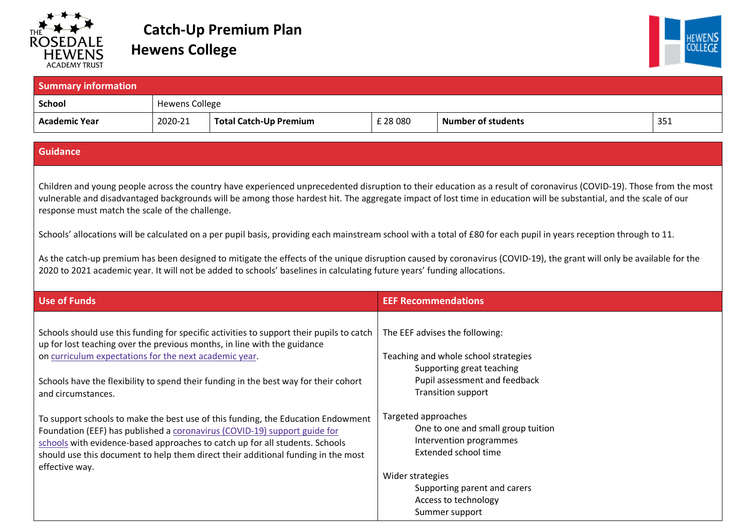# Catch-Up Premium Plan
## Hewens College

| Summary information | | | | | |
|---|---|---|---|---|---|
| **School** | Hewens College | | | | |
| **Academic Year** | 2020-21 | **Total Catch-Up Premium** | £ 28 080 | **Number of students** | 351 |

## Guidance

Children and young people across the country have experienced unprecedented disruption to their education as a result of coronavirus (COVID-19). Those from the most vulnerable and disadvantaged backgrounds will be among those hardest hit. The aggregate impact of lost time in education will be substantial, and the scale of our response must match the scale of the challenge.

Schools' allocations will be calculated on a per pupil basis, providing each mainstream school with a total of £80 for each pupil in years reception through to 11.

As the catch-up premium has been designed to mitigate the effects of the unique disruption caused by coronavirus (COVID-19), the grant will only be available for the 2020 to 2021 academic year. It will not be added to schools' baselines in calculating future years' funding allocations.

## Use of Funds

Schools should use this funding for specific activities to support their pupils to catch up for lost teaching over the previous months, in line with the guidance on curriculum expectations for the next academic year.

Schools have the flexibility to spend their funding in the best way for their cohort and circumstances.

To support schools to make the best use of this funding, the Education Endowment Foundation (EEF) has published a coronavirus (COVID-19) support guide for schools with evidence-based approaches to catch up for all students. Schools should use this document to help them direct their additional funding in the most effective way.

## EEF Recommendations

The EEF advises the following:

Teaching and whole school strategies
- Supporting great teaching
- Pupil assessment and feedback
- Transition support

Targeted approaches
- One to one and small group tuition
- Intervention programmes
- Extended school time

Wider strategies
- Supporting parent and carers
- Access to technology
- Summer support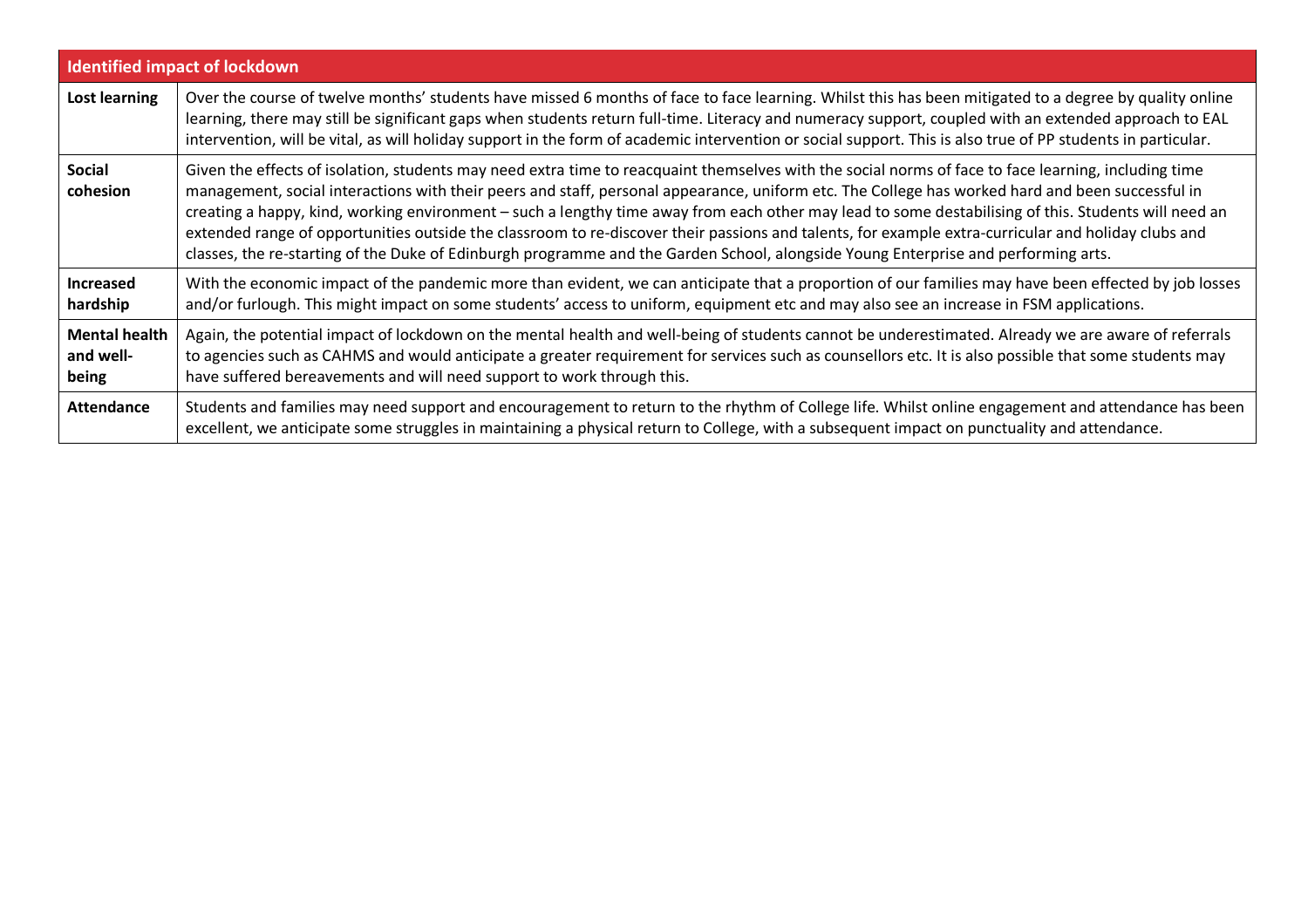| Identified impact of lockdown | |
|---|---|
| **Lost learning** | Over the course of twelve months' students have missed 6 months of face to face learning. Whilst this has been mitigated to a degree by quality online learning, there may still be significant gaps when students return full-time. Literacy and numeracy support, coupled with an extended approach to EAL intervention, will be vital, as will holiday support in the form of academic intervention or social support. This is also true of PP students in particular. |
| **Social cohesion** | Given the effects of isolation, students may need extra time to reacquaint themselves with the social norms of face to face learning, including time management, social interactions with their peers and staff, personal appearance, uniform etc. The College has worked hard and been successful in creating a happy, kind, working environment – such a lengthy time away from each other may lead to some destabilising of this. Students will need an extended range of opportunities outside the classroom to re-discover their passions and talents, for example extra-curricular and holiday clubs and classes, the re-starting of the Duke of Edinburgh programme and the Garden School, alongside Young Enterprise and performing arts. |
| **Increased hardship** | With the economic impact of the pandemic more than evident, we can anticipate that a proportion of our families may have been effected by job losses and/or furlough. This might impact on some students' access to uniform, equipment etc and may also see an increase in FSM applications. |
| **Mental health and well-being** | Again, the potential impact of lockdown on the mental health and well-being of students cannot be underestimated. Already we are aware of referrals to agencies such as CAHMS and would anticipate a greater requirement for services such as counsellors etc. It is also possible that some students may have suffered bereavements and will need support to work through this. |
| **Attendance** | Students and families may need support and encouragement to return to the rhythm of College life. Whilst online engagement and attendance has been excellent, we anticipate some struggles in maintaining a physical return to College, with a subsequent impact on punctuality and attendance. |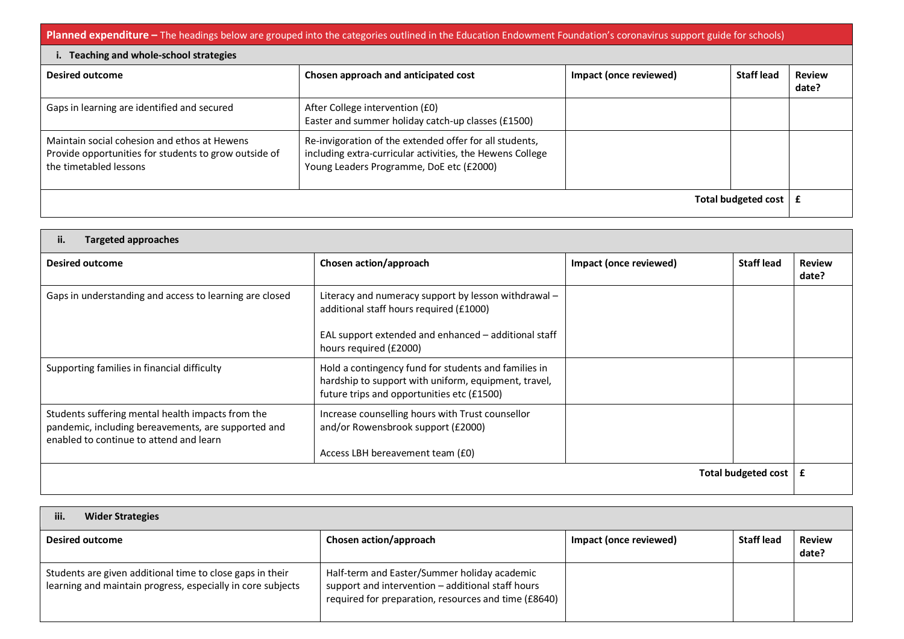**Planned expenditure –** The headings below are grouped into the categories outlined in the Education Endowment Foundation's coronavirus support guide for schools)

**i. Teaching and whole-school strategies**

| Desired outcome | Chosen approach and anticipated cost | Impact (once reviewed) | Staff lead | Review date? |
|---|---|---|---|---|
| Gaps in learning are identified and secured | After College intervention (£0)<br>Easter and summer holiday catch-up classes (£1500) | | | |
| Maintain social cohesion and ethos at Hewens<br>Provide opportunities for students to grow outside of the timetabled lessons | Re-invigoration of the extended offer for all students, including extra-curricular activities, the Hewens College Young Leaders Programme, DoE etc (£2000) | | | |
| | | | **Total budgeted cost** | **£** |

**ii. Targeted approaches**

| Desired outcome | Chosen action/approach | Impact (once reviewed) | Staff lead | Review date? |
|---|---|---|---|---|
| Gaps in understanding and access to learning are closed | Literacy and numeracy support by lesson withdrawal – additional staff hours required (£1000)<br><br>EAL support extended and enhanced – additional staff hours required (£2000) | | | |
| Supporting families in financial difficulty | Hold a contingency fund for students and families in hardship to support with uniform, equipment, travel, future trips and opportunities etc (£1500) | | | |
| Students suffering mental health impacts from the pandemic, including bereavements, are supported and enabled to continue to attend and learn | Increase counselling hours with Trust counsellor and/or Rowensbrook support (£2000)<br><br>Access LBH bereavement team (£0) | | | |
| | | | **Total budgeted cost** | **£** |

**iii. Wider Strategies**

| Desired outcome | Chosen action/approach | Impact (once reviewed) | Staff lead | Review date? |
|---|---|---|---|---|
| Students are given additional time to close gaps in their learning and maintain progress, especially in core subjects | Half-term and Easter/Summer holiday academic support and intervention – additional staff hours required for preparation, resources and time (£8640) | | | |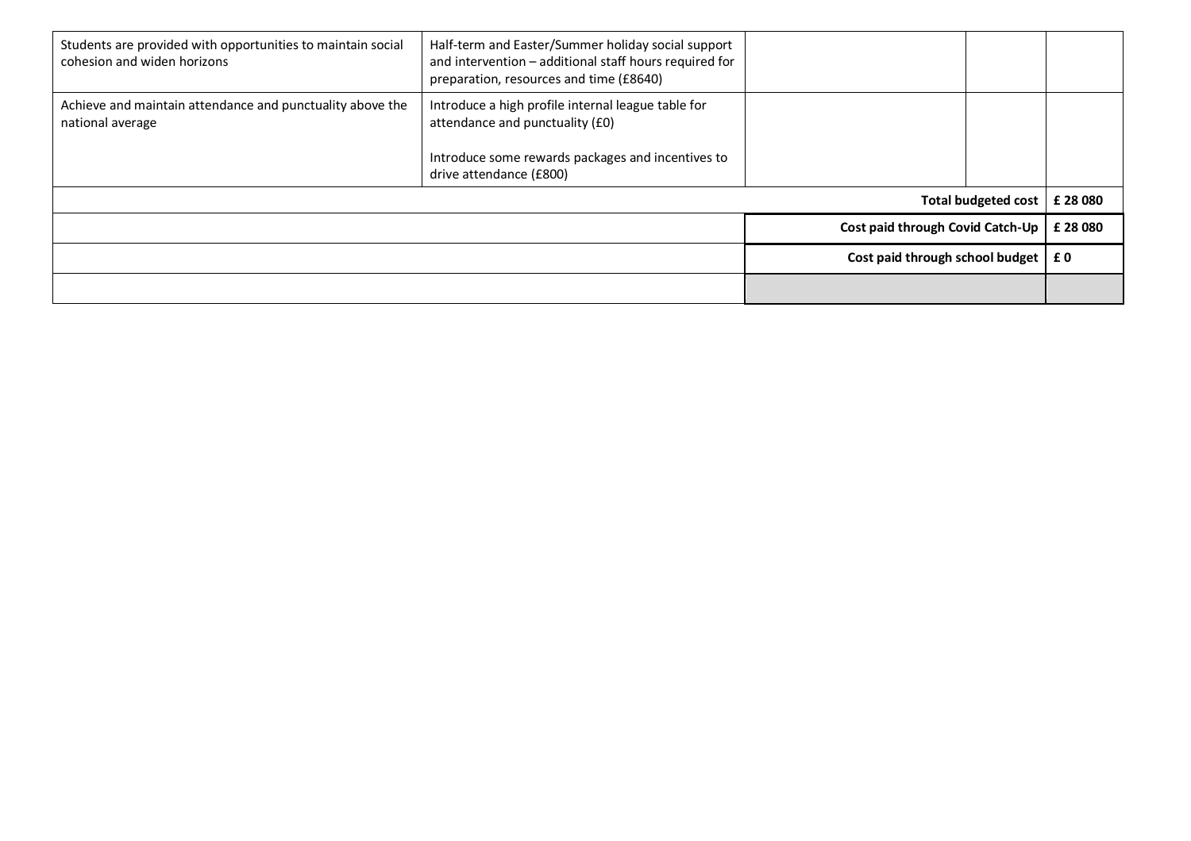| | | | | |
|---|---|---|---|---|
| Students are provided with opportunities to maintain social cohesion and widen horizons | Half-term and Easter/Summer holiday social support and intervention – additional staff hours required for preparation, resources and time (£8640) | | | |
| Achieve and maintain attendance and punctuality above the national average | Introduce a high profile internal league table for attendance and punctuality (£0)<br><br>Introduce some rewards packages and incentives to drive attendance (£800) | | | |
| | | | **Total budgeted cost** | **£ 28 080** |
| | | **Cost paid through Covid Catch-Up** | | **£ 28 080** |
| | | **Cost paid through school budget** | | **£ 0** |
| | | | | |